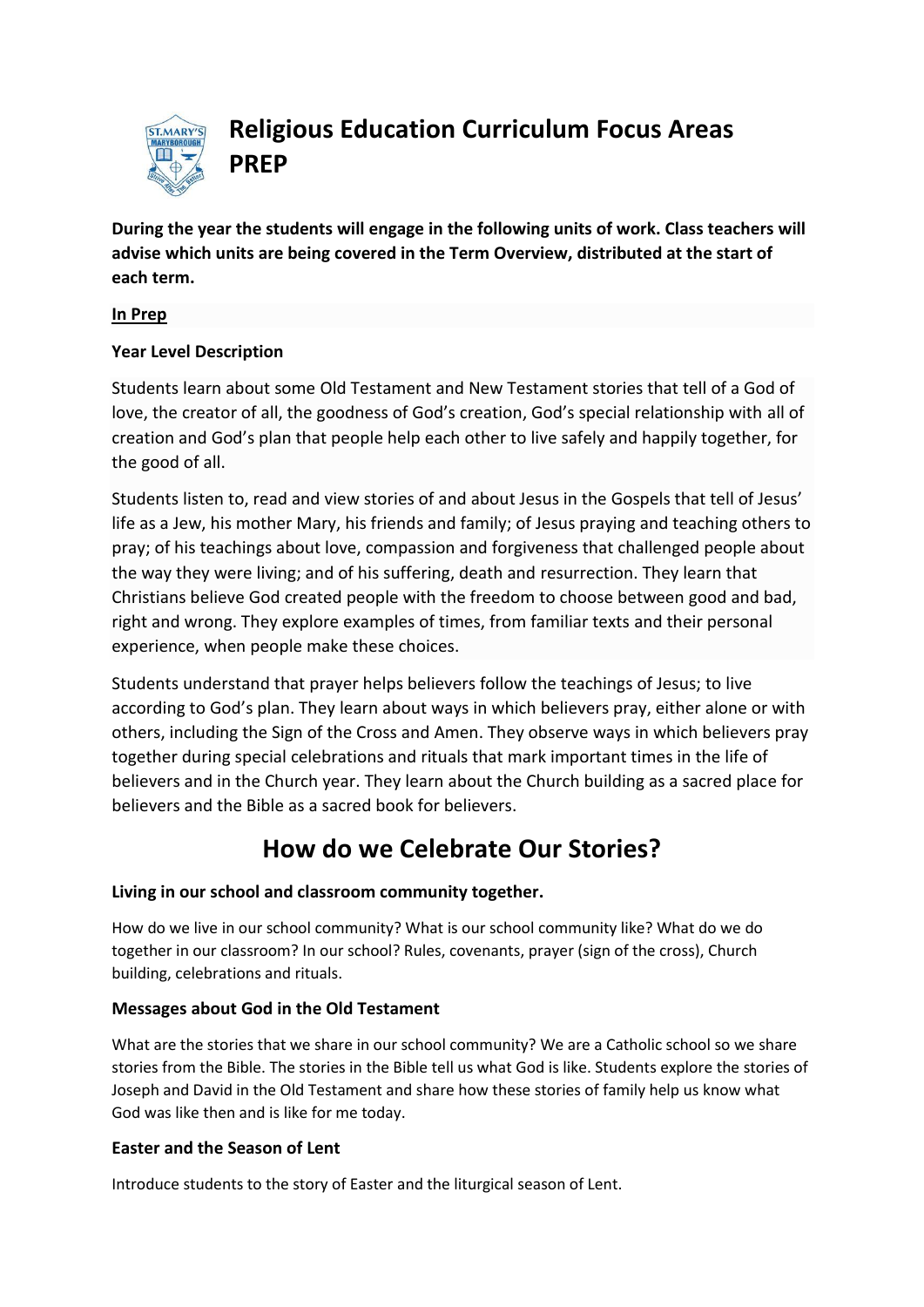# Religious Education Curriculum Focus Areas PREP

**During the year the students will engage in the following units of work. Class teachers will advise which units are being covered in the Term Overview, distributed at the start of each term.**

**<u>In Prep</u>**

**Year Level Description**

Students learn about some Old Testament and New Testament stories that tell of a God of love, the creator of all, the goodness of God's creation, God's special relationship with all of creation and God's plan that people help each other to live safely and happily together, for the good of all.

Students listen to, read and view stories of and about Jesus in the Gospels that tell of Jesus' life as a Jew, his mother Mary, his friends and family; of Jesus praying and teaching others to pray; of his teachings about love, compassion and forgiveness that challenged people about the way they were living; and of his suffering, death and resurrection. They learn that Christians believe God created people with the freedom to choose between good and bad, right and wrong. They explore examples of times, from familiar texts and their personal experience, when people make these choices.

Students understand that prayer helps believers follow the teachings of Jesus; to live according to God's plan. They learn about ways in which believers pray, either alone or with others, including the Sign of the Cross and Amen. They observe ways in which believers pray together during special celebrations and rituals that mark important times in the life of believers and in the Church year. They learn about the Church building as a sacred place for believers and the Bible as a sacred book for believers.

## How do we Celebrate Our Stories?

**Living in our school and classroom community together.**

How do we live in our school community? What is our school community like? What do we do together in our classroom? In our school? Rules, covenants, prayer (sign of the cross), Church building, celebrations and rituals.

**Messages about God in the Old Testament**

What are the stories that we share in our school community? We are a Catholic school so we share stories from the Bible. The stories in the Bible tell us what God is like. Students explore the stories of Joseph and David in the Old Testament and share how these stories of family help us know what God was like then and is like for me today.

**Easter and the Season of Lent**

Introduce students to the story of Easter and the liturgical season of Lent.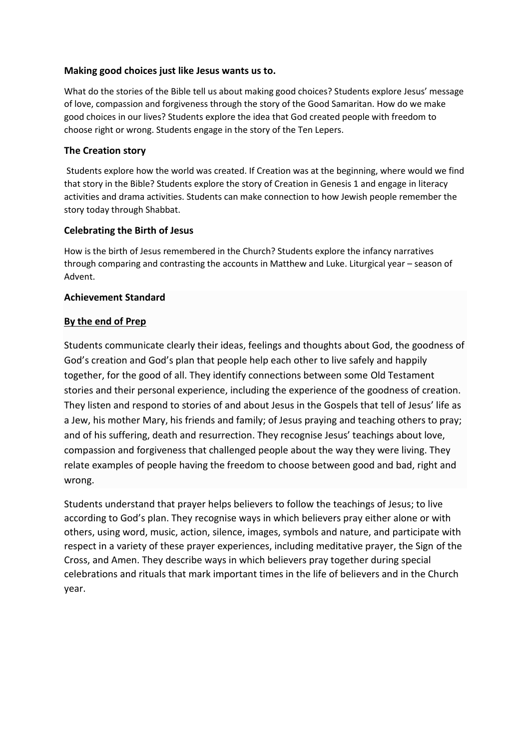**Making good choices just like Jesus wants us to.**

What do the stories of the Bible tell us about making good choices? Students explore Jesus' message of love, compassion and forgiveness through the story of the Good Samaritan. How do we make good choices in our lives? Students explore the idea that God created people with freedom to choose right or wrong. Students engage in the story of the Ten Lepers.

**The Creation story**

Students explore how the world was created. If Creation was at the beginning, where would we find that story in the Bible? Students explore the story of Creation in Genesis 1 and engage in literacy activities and drama activities. Students can make connection to how Jewish people remember the story today through Shabbat.

**Celebrating the Birth of Jesus**

How is the birth of Jesus remembered in the Church? Students explore the infancy narratives through comparing and contrasting the accounts in Matthew and Luke. Liturgical year – season of Advent.

**Achievement Standard**

**<u>By the end of Prep</u>**

Students communicate clearly their ideas, feelings and thoughts about God, the goodness of God's creation and God's plan that people help each other to live safely and happily together, for the good of all. They identify connections between some Old Testament stories and their personal experience, including the experience of the goodness of creation. They listen and respond to stories of and about Jesus in the Gospels that tell of Jesus' life as a Jew, his mother Mary, his friends and family; of Jesus praying and teaching others to pray; and of his suffering, death and resurrection. They recognise Jesus' teachings about love, compassion and forgiveness that challenged people about the way they were living. They relate examples of people having the freedom to choose between good and bad, right and wrong.

Students understand that prayer helps believers to follow the teachings of Jesus; to live according to God's plan. They recognise ways in which believers pray either alone or with others, using word, music, action, silence, images, symbols and nature, and participate with respect in a variety of these prayer experiences, including meditative prayer, the Sign of the Cross, and Amen. They describe ways in which believers pray together during special celebrations and rituals that mark important times in the life of believers and in the Church year.